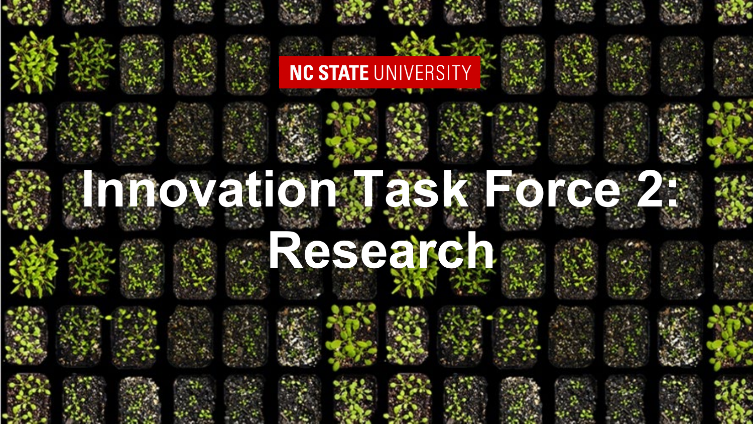NC STATE UNIVERSITY

# Innovation Task Force 2: Research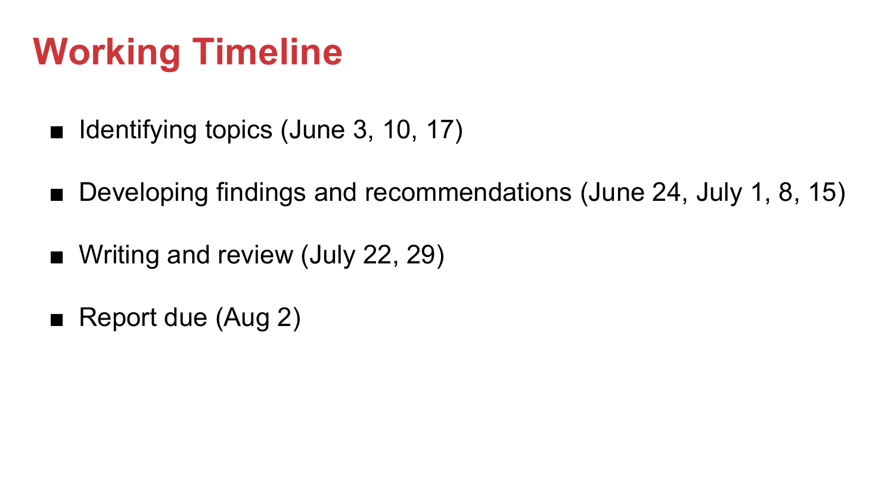# Working Timeline

- Identifying topics (June 3, 10, 17)
- Developing findings and recommendations (June 24, July 1, 8, 15)
- Writing and review (July 22, 29)
- Report due (Aug 2)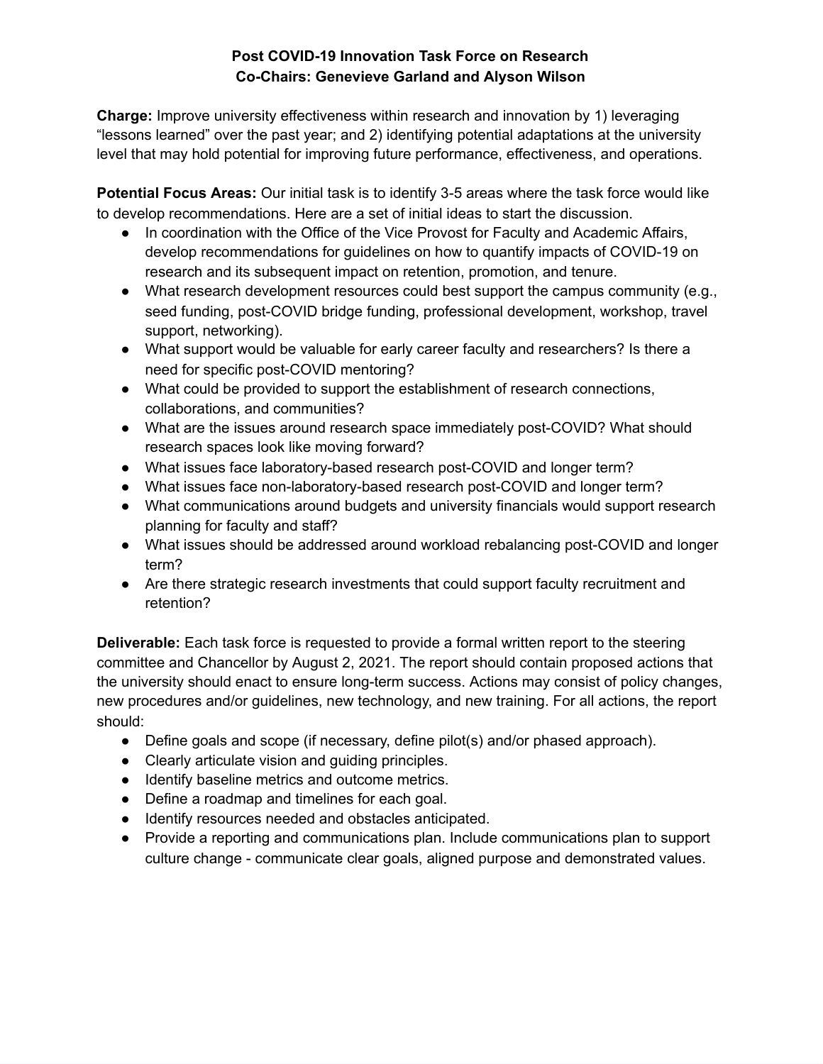# Post COVID-19 Innovation Task Force on Research
## Co-Chairs: Genevieve Garland and Alyson Wilson

**Charge:** Improve university effectiveness within research and innovation by 1) leveraging "lessons learned" over the past year; and 2) identifying potential adaptations at the university level that may hold potential for improving future performance, effectiveness, and operations.

**Potential Focus Areas:** Our initial task is to identify 3-5 areas where the task force would like to develop recommendations. Here are a set of initial ideas to start the discussion.

- In coordination with the Office of the Vice Provost for Faculty and Academic Affairs, develop recommendations for guidelines on how to quantify impacts of COVID-19 on research and its subsequent impact on retention, promotion, and tenure.
- What research development resources could best support the campus community (e.g., seed funding, post-COVID bridge funding, professional development, workshop, travel support, networking).
- What support would be valuable for early career faculty and researchers? Is there a need for specific post-COVID mentoring?
- What could be provided to support the establishment of research connections, collaborations, and communities?
- What are the issues around research space immediately post-COVID? What should research spaces look like moving forward?
- What issues face laboratory-based research post-COVID and longer term?
- What issues face non-laboratory-based research post-COVID and longer term?
- What communications around budgets and university financials would support research planning for faculty and staff?
- What issues should be addressed around workload rebalancing post-COVID and longer term?
- Are there strategic research investments that could support faculty recruitment and retention?

**Deliverable:** Each task force is requested to provide a formal written report to the steering committee and Chancellor by August 2, 2021. The report should contain proposed actions that the university should enact to ensure long-term success. Actions may consist of policy changes, new procedures and/or guidelines, new technology, and new training. For all actions, the report should:

- Define goals and scope (if necessary, define pilot(s) and/or phased approach).
- Clearly articulate vision and guiding principles.
- Identify baseline metrics and outcome metrics.
- Define a roadmap and timelines for each goal.
- Identify resources needed and obstacles anticipated.
- Provide a reporting and communications plan. Include communications plan to support culture change - communicate clear goals, aligned purpose and demonstrated values.